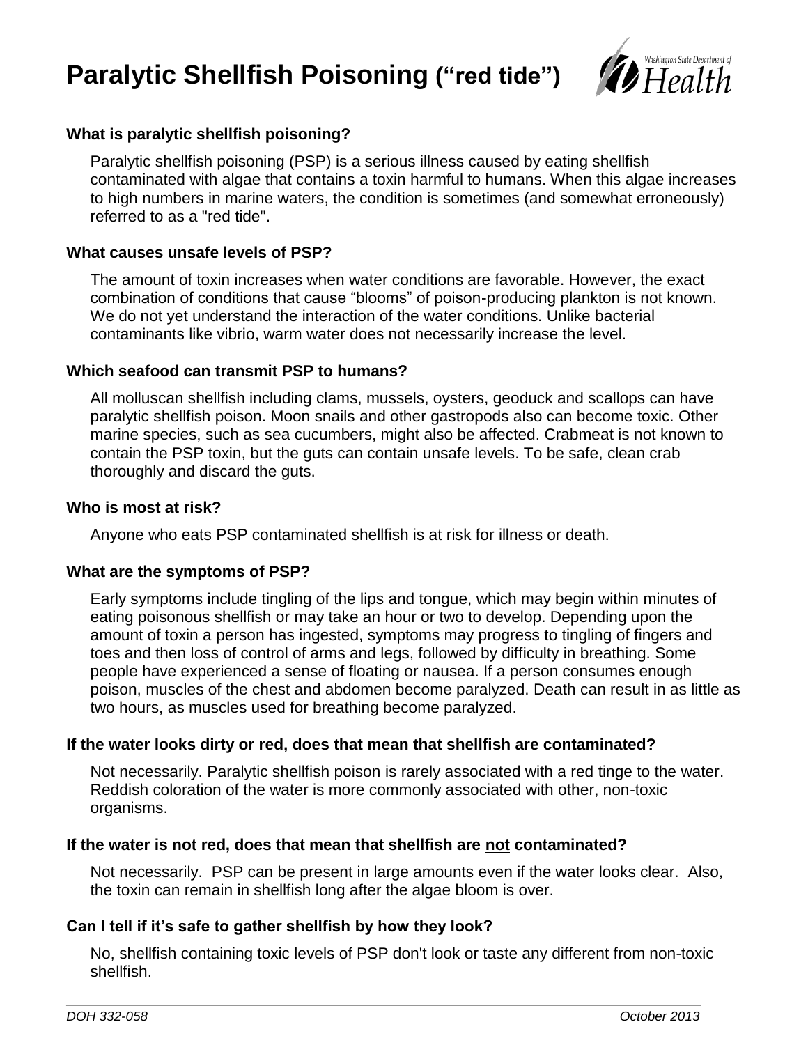# Paralytic Shellfish Poisoning ("red tide")

### What is paralytic shellfish poisoning?

Paralytic shellfish poisoning (PSP) is a serious illness caused by eating shellfish contaminated with algae that contains a toxin harmful to humans. When this algae increases to high numbers in marine waters, the condition is sometimes (and somewhat erroneously) referred to as a "red tide".

### What causes unsafe levels of PSP?

The amount of toxin increases when water conditions are favorable. However, the exact combination of conditions that cause "blooms" of poison-producing plankton is not known. We do not yet understand the interaction of the water conditions. Unlike bacterial contaminants like vibrio, warm water does not necessarily increase the level.

### Which seafood can transmit PSP to humans?

All molluscan shellfish including clams, mussels, oysters, geoduck and scallops can have paralytic shellfish poison. Moon snails and other gastropods also can become toxic. Other marine species, such as sea cucumbers, might also be affected. Crabmeat is not known to contain the PSP toxin, but the guts can contain unsafe levels. To be safe, clean crab thoroughly and discard the guts.

### Who is most at risk?

Anyone who eats PSP contaminated shellfish is at risk for illness or death.

### What are the symptoms of PSP?

Early symptoms include tingling of the lips and tongue, which may begin within minutes of eating poisonous shellfish or may take an hour or two to develop. Depending upon the amount of toxin a person has ingested, symptoms may progress to tingling of fingers and toes and then loss of control of arms and legs, followed by difficulty in breathing. Some people have experienced a sense of floating or nausea. If a person consumes enough poison, muscles of the chest and abdomen become paralyzed. Death can result in as little as two hours, as muscles used for breathing become paralyzed.

### If the water looks dirty or red, does that mean that shellfish are contaminated?

Not necessarily. Paralytic shellfish poison is rarely associated with a red tinge to the water. Reddish coloration of the water is more commonly associated with other, non-toxic organisms.

### If the water is not red, does that mean that shellfish are not contaminated?

Not necessarily. PSP can be present in large amounts even if the water looks clear. Also, the toxin can remain in shellfish long after the algae bloom is over.

### Can I tell if it's safe to gather shellfish by how they look?

No, shellfish containing toxic levels of PSP don't look or taste any different from non-toxic shellfish.

*DOH 332-058* *October 2013*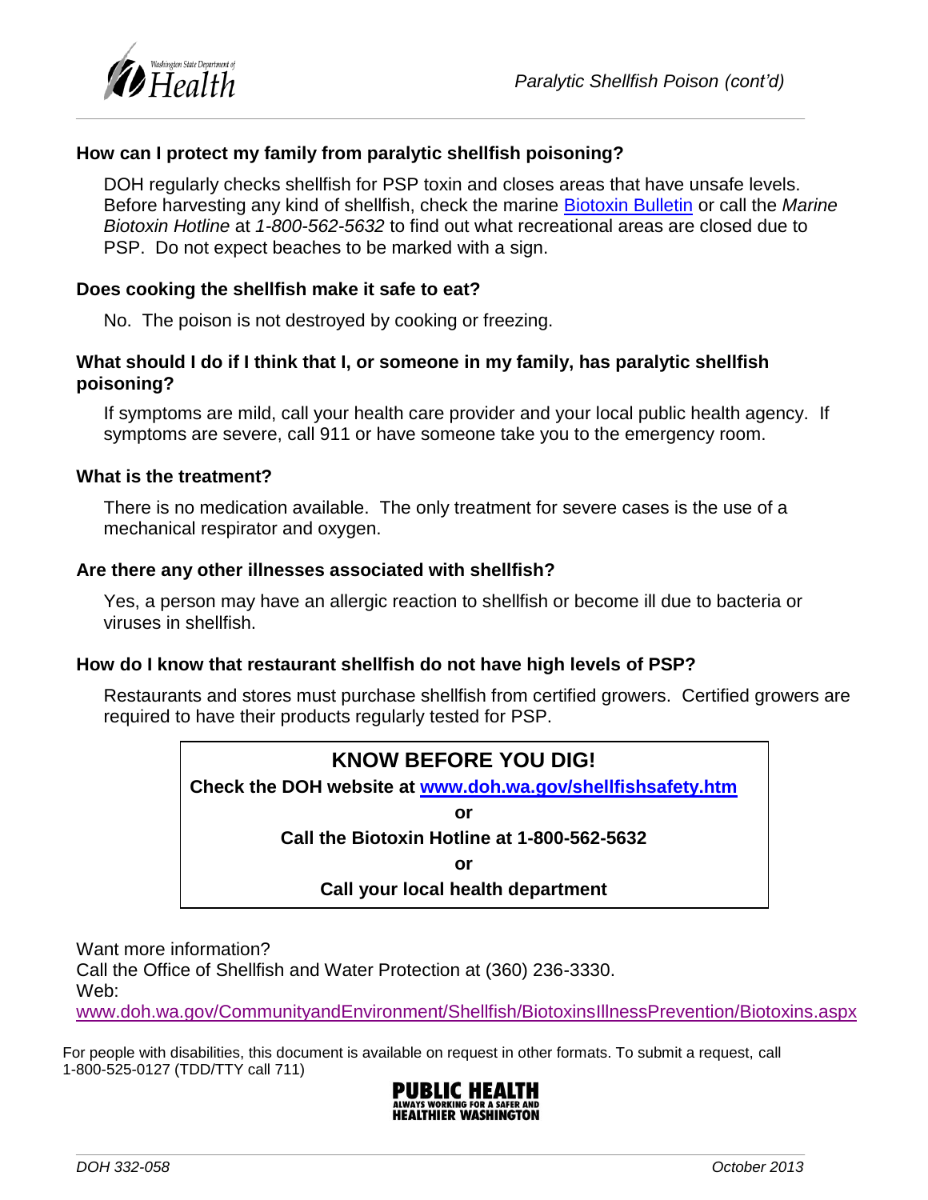### How can I protect my family from paralytic shellfish poisoning?

DOH regularly checks shellfish for PSP toxin and closes areas that have unsafe levels. Before harvesting any kind of shellfish, check the marine Biotoxin Bulletin or call the *Marine Biotoxin Hotline* at *1-800-562-5632* to find out what recreational areas are closed due to PSP. Do not expect beaches to be marked with a sign.

### Does cooking the shellfish make it safe to eat?

No. The poison is not destroyed by cooking or freezing.

### What should I do if I think that I, or someone in my family, has paralytic shellfish poisoning?

If symptoms are mild, call your health care provider and your local public health agency. If symptoms are severe, call 911 or have someone take you to the emergency room.

### What is the treatment?

There is no medication available. The only treatment for severe cases is the use of a mechanical respirator and oxygen.

### Are there any other illnesses associated with shellfish?

Yes, a person may have an allergic reaction to shellfish or become ill due to bacteria or viruses in shellfish.

### How do I know that restaurant shellfish do not have high levels of PSP?

Restaurants and stores must purchase shellfish from certified growers. Certified growers are required to have their products regularly tested for PSP.

> **KNOW BEFORE YOU DIG!**
>
> **Check the DOH website at www.doh.wa.gov/shellfishsafety.htm**
>
> **or**
>
> **Call the Biotoxin Hotline at 1-800-562-5632**
>
> **or**
>
> **Call your local health department**

Want more information?
Call the Office of Shellfish and Water Protection at (360) 236-3330.
Web:
www.doh.wa.gov/CommunityandEnvironment/Shellfish/BiotoxinsIllnessPrevention/Biotoxins.aspx

For people with disabilities, this document is available on request in other formats. To submit a request, call 1-800-525-0127 (TDD/TTY call 711)

PUBLIC HEALTH
ALWAYS WORKING FOR A SAFER AND HEALTHIER WASHINGTON

DOH 332-058 October 2013